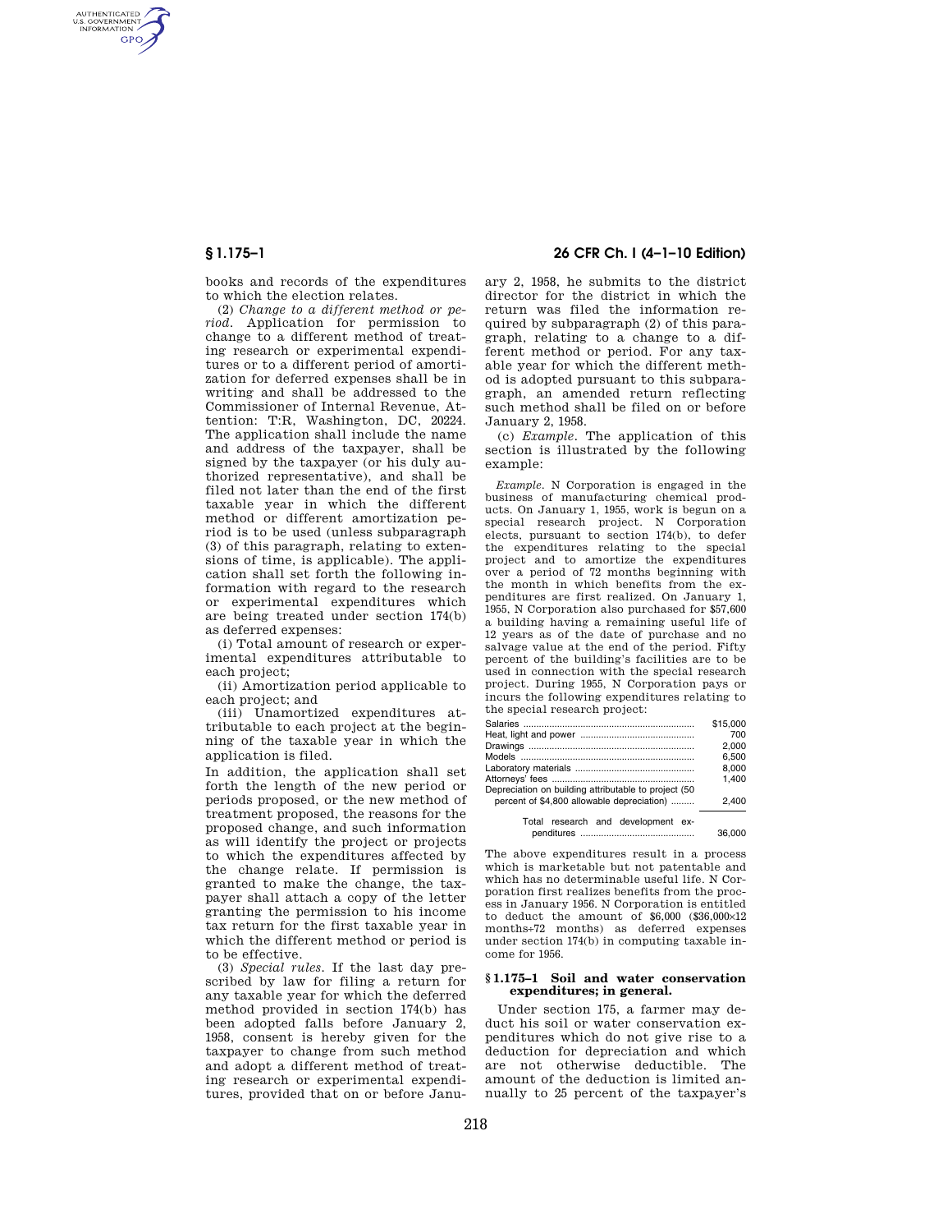books and records of the expenditures to which the election relates.

(2) *Change to a different method or period.* Application for permission to change to a different method of treating research or experimental expenditures or to a different period of amortization for deferred expenses shall be in writing and shall be addressed to the Commissioner of Internal Revenue, Attention: T:R, Washington, DC, 20224. The application shall include the name and address of the taxpayer, shall be signed by the taxpayer (or his duly authorized representative), and shall be filed not later than the end of the first taxable year in which the different method or different amortization period is to be used (unless subparagraph (3) of this paragraph, relating to extensions of time, is applicable). The application shall set forth the following information with regard to the research or experimental expenditures which are being treated under section 174(b) as deferred expenses:

(i) Total amount of research or experimental expenditures attributable to each project;

(ii) Amortization period applicable to each project; and

(iii) Unamortized expenditures attributable to each project at the beginning of the taxable year in which the application is filed.

In addition, the application shall set forth the length of the new period or periods proposed, or the new method of treatment proposed, the reasons for the proposed change, and such information as will identify the project or projects to which the expenditures affected by the change relate. If permission is granted to make the change, the taxpayer shall attach a copy of the letter granting the permission to his income tax return for the first taxable year in which the different method or period is to be effective.

(3) *Special rules.* If the last day prescribed by law for filing a return for any taxable year for which the deferred method provided in section 174(b) has been adopted falls before January 2, 1958, consent is hereby given for the taxpayer to change from such method and adopt a different method of treating research or experimental expenditures, provided that on or before January 2, 1958, he submits to the district director for the district in which the return was filed the information required by subparagraph (2) of this paragraph, relating to a change to a different method or period. For any taxable year for which the different method is adopted pursuant to this subparagraph, an amended return reflecting such method shall be filed on or before January 2, 1958.

(c) *Example.* The application of this section is illustrated by the following example:

*Example.* N Corporation is engaged in the business of manufacturing chemical products. On January 1, 1955, work is begun on a special research project. N Corporation elects, pursuant to section 174(b), to defer the expenditures relating to the special project and to amortize the expenditures over a period of 72 months beginning with the month in which benefits from the expenditures are first realized. On January 1, 1955, N Corporation also purchased for $57,600 a building having a remaining useful life of 12 years as of the date of purchase and no salvage value at the end of the period. Fifty percent of the building's facilities are to be used in connection with the special research project. During 1955, N Corporation pays or incurs the following expenditures relating to the special research project:

| | |
|---|---|
| Salaries | $15,000 |
| Heat, light and power | 700 |
| Drawings | 2,000 |
| Models | 6,500 |
| Laboratory materials | 8,000 |
| Attorneys' fees | 1,400 |
| Depreciation on building attributable to project (50 percent of $4,800 allowable depreciation) | 2,400 |
| Total research and development expenditures | 36,000 |

The above expenditures result in a process which is marketable but not patentable and which has no determinable useful life. N Corporation first realizes benefits from the process in January 1956. N Corporation is entitled to deduct the amount of $6,000 ($36,000×12 months÷72 months) as deferred expenses under section 174(b) in computing taxable income for 1956.

### § 1.175–1 Soil and water conservation expenditures; in general.

Under section 175, a farmer may deduct his soil or water conservation expenditures which do not give rise to a deduction for depreciation and which are not otherwise deductible. The amount of the deduction is limited annually to 25 percent of the taxpayer's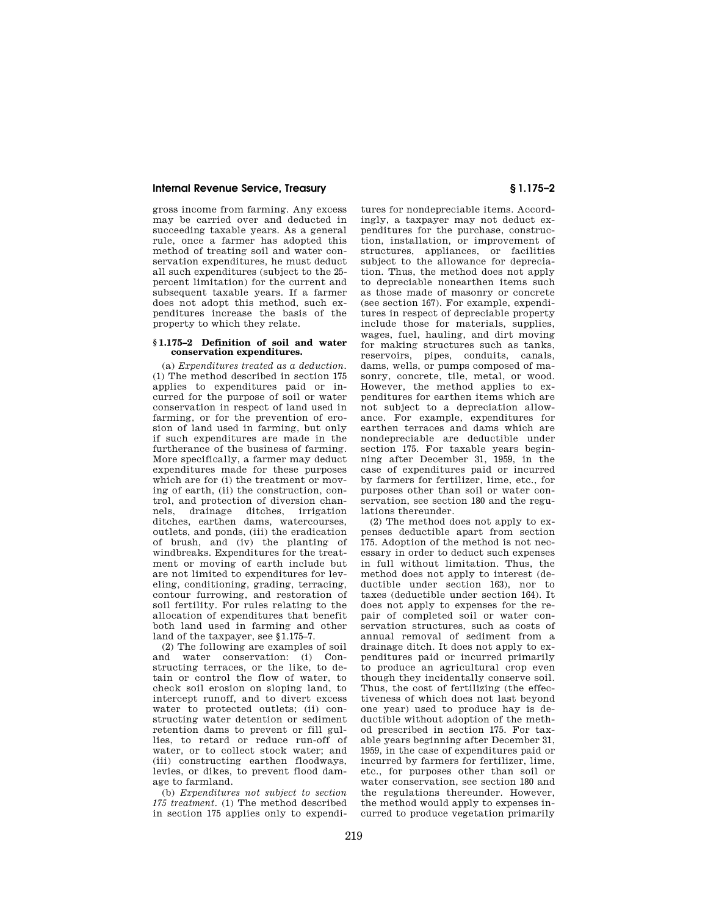gross income from farming. Any excess may be carried over and deducted in succeeding taxable years. As a general rule, once a farmer has adopted this method of treating soil and water conservation expenditures, he must deduct all such expenditures (subject to the 25-percent limitation) for the current and subsequent taxable years. If a farmer does not adopt this method, such expenditures increase the basis of the property to which they relate.

### § 1.175–2 Definition of soil and water conservation expenditures.

(a) *Expenditures treated as a deduction.* (1) The method described in section 175 applies to expenditures paid or incurred for the purpose of soil or water conservation in respect of land used in farming, or for the prevention of erosion of land used in farming, but only if such expenditures are made in the furtherance of the business of farming. More specifically, a farmer may deduct expenditures made for these purposes which are for (i) the treatment or moving of earth, (ii) the construction, control, and protection of diversion channels, drainage ditches, irrigation ditches, earthen dams, watercourses, outlets, and ponds, (iii) the eradication of brush, and (iv) the planting of windbreaks. Expenditures for the treatment or moving of earth include but are not limited to expenditures for leveling, conditioning, grading, terracing, contour furrowing, and restoration of soil fertility. For rules relating to the allocation of expenditures that benefit both land used in farming and other land of the taxpayer, see §1.175–7.

(2) The following are examples of soil and water conservation: (i) Constructing terraces, or the like, to detain or control the flow of water, to check soil erosion on sloping land, to intercept runoff, and to divert excess water to protected outlets; (ii) constructing water detention or sediment retention dams to prevent or fill gullies, to retard or reduce run-off of water, or to collect stock water; and (iii) constructing earthen floodways, levies, or dikes, to prevent flood damage to farmland.

(b) *Expenditures not subject to section 175 treatment.* (1) The method described in section 175 applies only to expenditures for nondepreciable items. Accordingly, a taxpayer may not deduct expenditures for the purchase, construction, installation, or improvement of structures, appliances, or facilities subject to the allowance for depreciation. Thus, the method does not apply to depreciable nonearthen items such as those made of masonry or concrete (see section 167). For example, expenditures in respect of depreciable property include those for materials, supplies, wages, fuel, hauling, and dirt moving for making structures such as tanks, reservoirs, pipes, conduits, canals, dams, wells, or pumps composed of masonry, concrete, tile, metal, or wood. However, the method applies to expenditures for earthen items which are not subject to a depreciation allowance. For example, expenditures for earthen terraces and dams which are nondepreciable are deductible under section 175. For taxable years beginning after December 31, 1959, in the case of expenditures paid or incurred by farmers for fertilizer, lime, etc., for purposes other than soil or water conservation, see section 180 and the regulations thereunder.

(2) The method does not apply to expenses deductible apart from section 175. Adoption of the method is not necessary in order to deduct such expenses in full without limitation. Thus, the method does not apply to interest (deductible under section 163), nor to taxes (deductible under section 164). It does not apply to expenses for the repair of completed soil or water conservation structures, such as costs of annual removal of sediment from a drainage ditch. It does not apply to expenditures paid or incurred primarily to produce an agricultural crop even though they incidentally conserve soil. Thus, the cost of fertilizing (the effectiveness of which does not last beyond one year) used to produce hay is deductible without adoption of the method prescribed in section 175. For taxable years beginning after December 31, 1959, in the case of expenditures paid or incurred by farmers for fertilizer, lime, etc., for purposes other than soil or water conservation, see section 180 and the regulations thereunder. However, the method would apply to expenses incurred to produce vegetation primarily